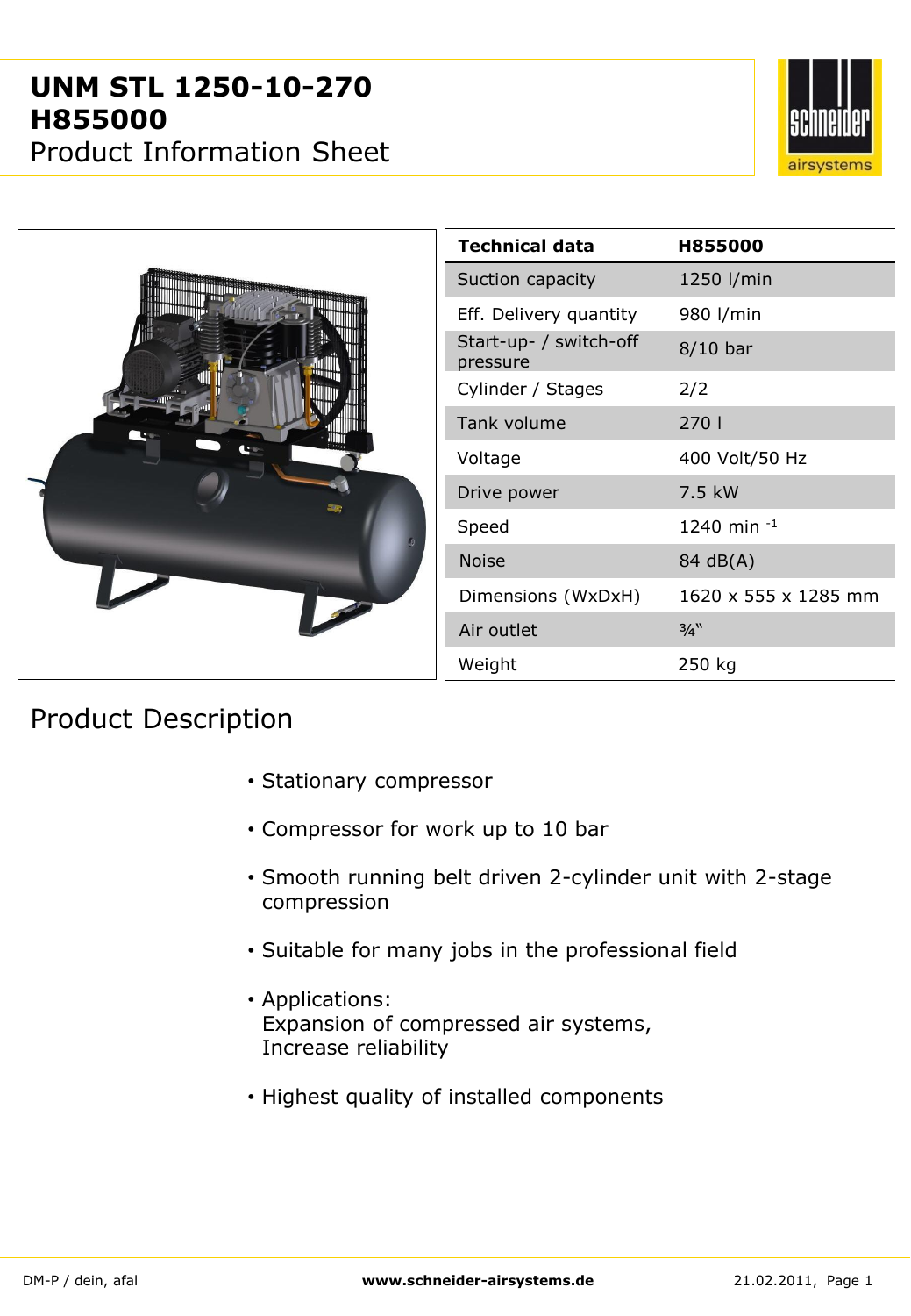# UNM STL 1250-10-270
# H855000
## Product Information Sheet

| Technical data | H855000 |
|---|---|
| Suction capacity | 1250 l/min |
| Eff. Delivery quantity | 980 l/min |
| Start-up- / switch-off pressure | 8/10 bar |
| Cylinder / Stages | 2/2 |
| Tank volume | 270 l |
| Voltage | 400 Volt/50 Hz |
| Drive power | 7.5 kW |
| Speed | 1240 $min^{-1}$ |
| Noise | 84 dB(A) |
| Dimensions (WxDxH) | 1620 x 555 x 1285 mm |
| Air outlet | ¾“ |
| Weight | 250 kg |

## Product Description

- Stationary compressor
- Compressor for work up to 10 bar
- Smooth running belt driven 2-cylinder unit with 2-stage compression
- Suitable for many jobs in the professional field
- Applications:
  Expansion of compressed air systems,
  Increase reliability
- Highest quality of installed components

DM-P / dein, afal www.schneider-airsystems.de 21.02.2011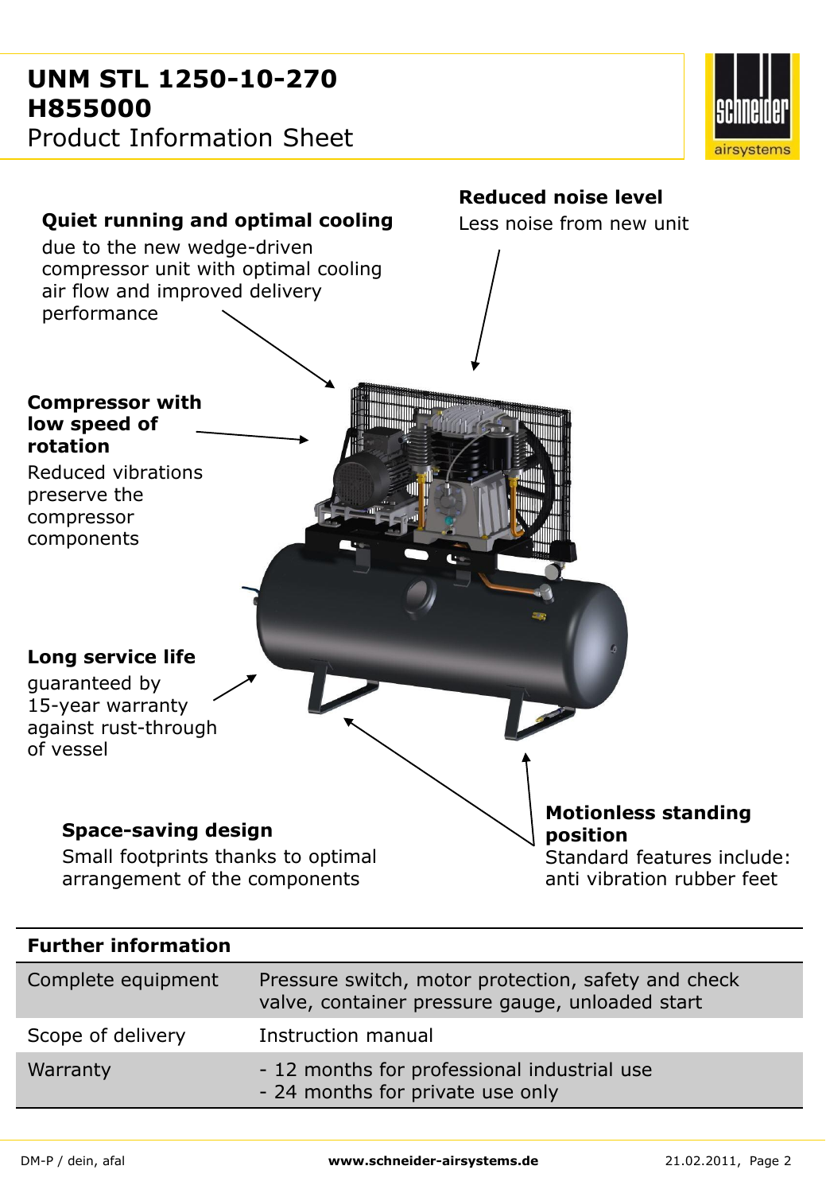# UNM STL 1250-10-270
# H855000
Product Information Sheet

**Quiet running and optimal cooling**
due to the new wedge-driven compressor unit with optimal cooling air flow and improved delivery performance

**Reduced noise level**
Less noise from new unit

**Compressor with low speed of rotation**
Reduced vibrations preserve the compressor components

**Long service life**
guaranteed by 15-year warranty against rust-through of vessel

**Space-saving design**
Small footprints thanks to optimal arrangement of the components

**Motionless standing position**
Standard features include: anti vibration rubber feet

## Further information

| | |
|---|---|
| Complete equipment | Pressure switch, motor protection, safety and check valve, container pressure gauge, unloaded start |
| Scope of delivery | Instruction manual |
| Warranty | - 12 months for professional industrial use<br>- 24 months for private use only |

DM-P / dein, afal

www.schneider-airsystems.de

21.02.2011